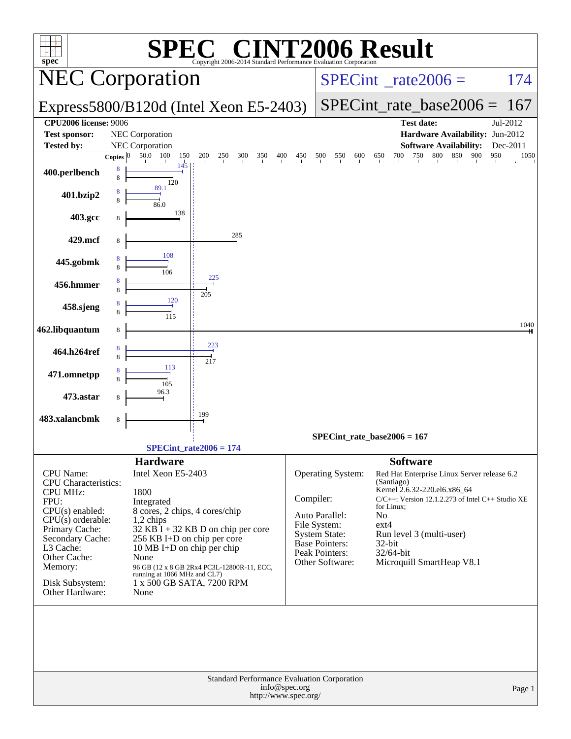# SPEC CINT2006 Result

Copyright 2006-2014 Standard Performance Evaluation Corporation

## NEC Corporation

**Express5800/B120d (Intel Xeon E5-2403)**

SPECint_rate2006 = 174

SPECint_rate_base2006 = 167

| | | | |
|---|---|---|---|
| **CPU2006 license:** 9006 | | **Test date:** | Jul-2012 |
| **Test sponsor:** | NEC Corporation | **Hardware Availability:** | Jun-2012 |
| **Tested by:** | NEC Corporation | **Software Availability:** | Dec-2011 |

| Benchmark | Copies (peak) | Peak | Copies (base) | Base |
|---|---|---|---|---|
| 400.perlbench | 8 | 145 | 8 | 120 |
| 401.bzip2 | 8 | 89.1 | 8 | 86.0 |
| 403.gcc | | | 8 | 138 |
| 429.mcf | | | 8 | 285 |
| 445.gobmk | 8 | 108 | 8 | 106 |
| 456.hmmer | 8 | 225 | 8 | 205 |
| 458.sjeng | 8 | 120 | 8 | 115 |
| 462.libquantum | | | 8 | 1040 |
| 464.h264ref | 8 | 223 | 8 | 217 |
| 471.omnetpp | 8 | 113 | 8 | 105 |
| 473.astar | | | 8 | 96.3 |
| 483.xalancbmk | | | 8 | 199 |

SPECint_rate_base2006 = 167

SPECint_rate2006 = 174

### Hardware

| | |
|---|---|
| CPU Name: | Intel Xeon E5-2403 |
| CPU Characteristics: | |
| CPU MHz: | 1800 |
| FPU: | Integrated |
| CPU(s) enabled: | 8 cores, 2 chips, 4 cores/chip |
| CPU(s) orderable: | 1,2 chips |
| Primary Cache: | 32 KB I + 32 KB D on chip per core |
| Secondary Cache: | 256 KB I+D on chip per core |
| L3 Cache: | 10 MB I+D on chip per chip |
| Other Cache: | None |
| Memory: | 96 GB (12 x 8 GB 2Rx4 PC3L-12800R-11, ECC, running at 1066 MHz and CL7) |
| Disk Subsystem: | 1 x 500 GB SATA, 7200 RPM |
| Other Hardware: | None |

### Software

| | |
|---|---|
| Operating System: | Red Hat Enterprise Linux Server release 6.2 (Santiago) Kernel 2.6.32-220.el6.x86_64 |
| Compiler: | C/C++: Version 12.1.2.273 of Intel C++ Studio XE for Linux; |
| Auto Parallel: | No |
| File System: | ext4 |
| System State: | Run level 3 (multi-user) |
| Base Pointers: | 32-bit |
| Peak Pointers: | 32/64-bit |
| Other Software: | Microquill SmartHeap V8.1 |

Standard Performance Evaluation Corporation
info@spec.org
http://www.spec.org/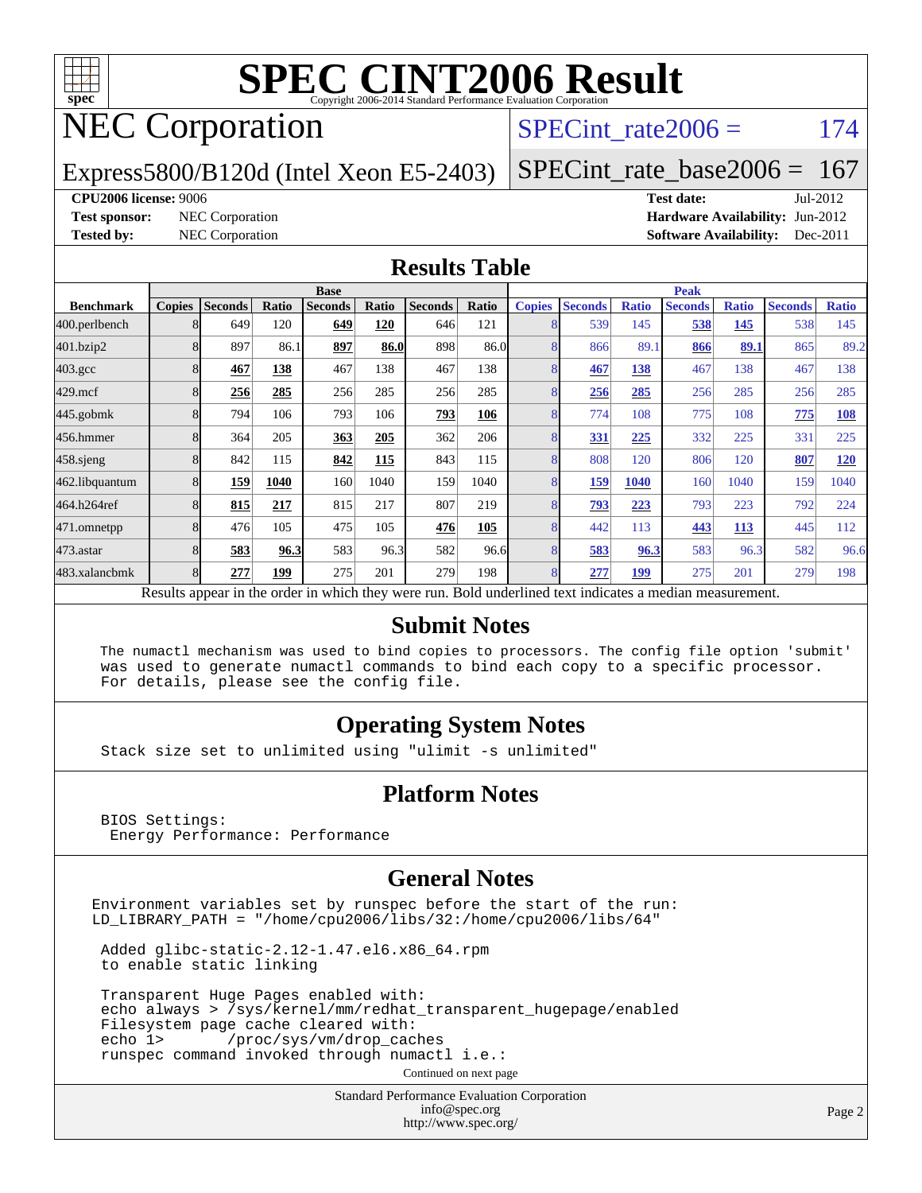# SPEC CINT2006 Result

Copyright 2006-2014 Standard Performance Evaluation Corporation

## NEC Corporation

Express5800/B120d (Intel Xeon E5-2403)

SPECint_rate2006 = 174

SPECint_rate_base2006 = 167

**CPU2006 license:** 9006

**Test sponsor:** NEC Corporation

**Tested by:** NEC Corporation

**Test date:** Jul-2012

**Hardware Availability:** Jun-2012

**Software Availability:** Dec-2011

## Results Table

| Benchmark | Base | | | | | | | Peak | | | | | | |
|---|---|---|---|---|---|---|---|---|---|---|---|---|---|---|
| | Copies | Seconds | Ratio | Seconds | Ratio | Seconds | Ratio | Copies | Seconds | Ratio | Seconds | Ratio | Seconds | Ratio |
| 400.perlbench | 8 | 649 | 120 | **649** | **120** | 646 | 121 | 8 | 539 | 145 | **538** | **145** | 538 | 145 |
| 401.bzip2 | 8 | 897 | 86.1 | **897** | **86.0** | 898 | 86.0 | 8 | 866 | 89.1 | **866** | **89.1** | 865 | 89.2 |
| 403.gcc | 8 | **467** | **138** | 467 | 138 | 467 | 138 | 8 | **467** | **138** | 467 | 138 | 467 | 138 |
| 429.mcf | 8 | **256** | **285** | 256 | 285 | 256 | 285 | 8 | **256** | **285** | 256 | 285 | 256 | 285 |
| 445.gobmk | 8 | 794 | 106 | 793 | 106 | **793** | **106** | 8 | 774 | 108 | 775 | 108 | **775** | **108** |
| 456.hmmer | 8 | 364 | 205 | **363** | **205** | 362 | 206 | 8 | **331** | **225** | 332 | 225 | 331 | 225 |
| 458.sjeng | 8 | 842 | 115 | **842** | **115** | 843 | 115 | 8 | 808 | 120 | 806 | 120 | **807** | **120** |
| 462.libquantum | 8 | **159** | **1040** | 160 | 1040 | 159 | 1040 | 8 | **159** | **1040** | 160 | 1040 | 159 | 1040 |
| 464.h264ref | 8 | **815** | **217** | 815 | 217 | 807 | 219 | 8 | **793** | **223** | 793 | 223 | 792 | 224 |
| 471.omnetpp | 8 | 476 | 105 | 475 | 105 | **476** | **105** | 8 | 442 | 113 | **443** | **113** | 445 | 112 |
| 473.astar | 8 | **583** | **96.3** | 583 | 96.3 | 582 | 96.6 | 8 | **583** | **96.3** | 583 | 96.3 | 582 | 96.6 |
| 483.xalancbmk | 8 | **277** | **199** | 275 | 201 | 279 | 198 | 8 | **277** | **199** | 275 | 201 | 279 | 198 |

Results appear in the order in which they were run. Bold underlined text indicates a median measurement.

## Submit Notes

```
The numactl mechanism was used to bind copies to processors. The config file option 'submit'
was used to generate numactl commands to bind each copy to a specific processor.
For details, please see the config file.
```

## Operating System Notes

```
Stack size set to unlimited using "ulimit -s unlimited"
```

## Platform Notes

```
BIOS Settings:
 Energy Performance: Performance
```

## General Notes

```
Environment variables set by runspec before the start of the run:
LD_LIBRARY_PATH = "/home/cpu2006/libs/32:/home/cpu2006/libs/64"

 Added glibc-static-2.12-1.47.el6.x86_64.rpm
 to enable static linking

 Transparent Huge Pages enabled with:
 echo always > /sys/kernel/mm/redhat_transparent_hugepage/enabled
 Filesystem page cache cleared with:
 echo 1>       /proc/sys/vm/drop_caches
 runspec command invoked through numactl i.e.:
```

Continued on next page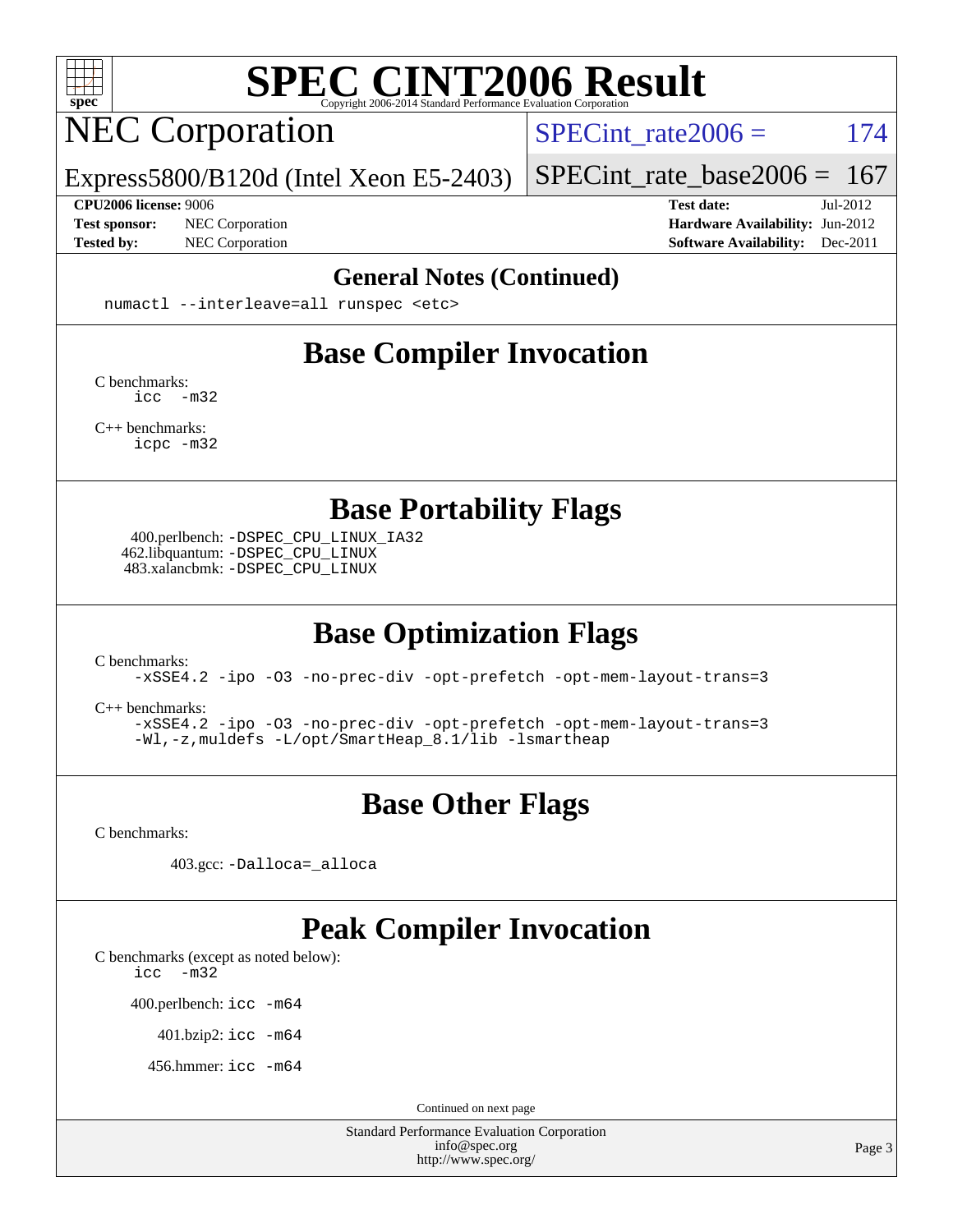# SPEC CINT2006 Result

Copyright 2006-2014 Standard Performance Evaluation Corporation

## NEC Corporation

Express5800/B120d (Intel Xeon E5-2403)

SPECint_rate2006 = 174

SPECint_rate_base2006 = 167

**CPU2006 license:** 9006
**Test sponsor:** NEC Corporation
**Tested by:** NEC Corporation

**Test date:** Jul-2012
**Hardware Availability:** Jun-2012
**Software Availability:** Dec-2011

### General Notes (Continued)

```
numactl --interleave=all runspec <etc>
```

### Base Compiler Invocation

C benchmarks:
```
icc  -m32
```

C++ benchmarks:
```
icpc -m32
```

### Base Portability Flags

400.perlbench: `-DSPEC_CPU_LINUX_IA32`
462.libquantum: `-DSPEC_CPU_LINUX`
483.xalancbmk: `-DSPEC_CPU_LINUX`

### Base Optimization Flags

C benchmarks:
```
-xSSE4.2 -ipo -O3 -no-prec-div -opt-prefetch -opt-mem-layout-trans=3
```

C++ benchmarks:
```
-xSSE4.2 -ipo -O3 -no-prec-div -opt-prefetch -opt-mem-layout-trans=3
-Wl,-z,muldefs -L/opt/SmartHeap_8.1/lib -lsmartheap
```

### Base Other Flags

C benchmarks:

403.gcc: `-Dalloca=_alloca`

### Peak Compiler Invocation

C benchmarks (except as noted below):
```
icc  -m32
```

400.perlbench: `icc -m64`

401.bzip2: `icc -m64`

456.hmmer: `icc -m64`

Continued on next page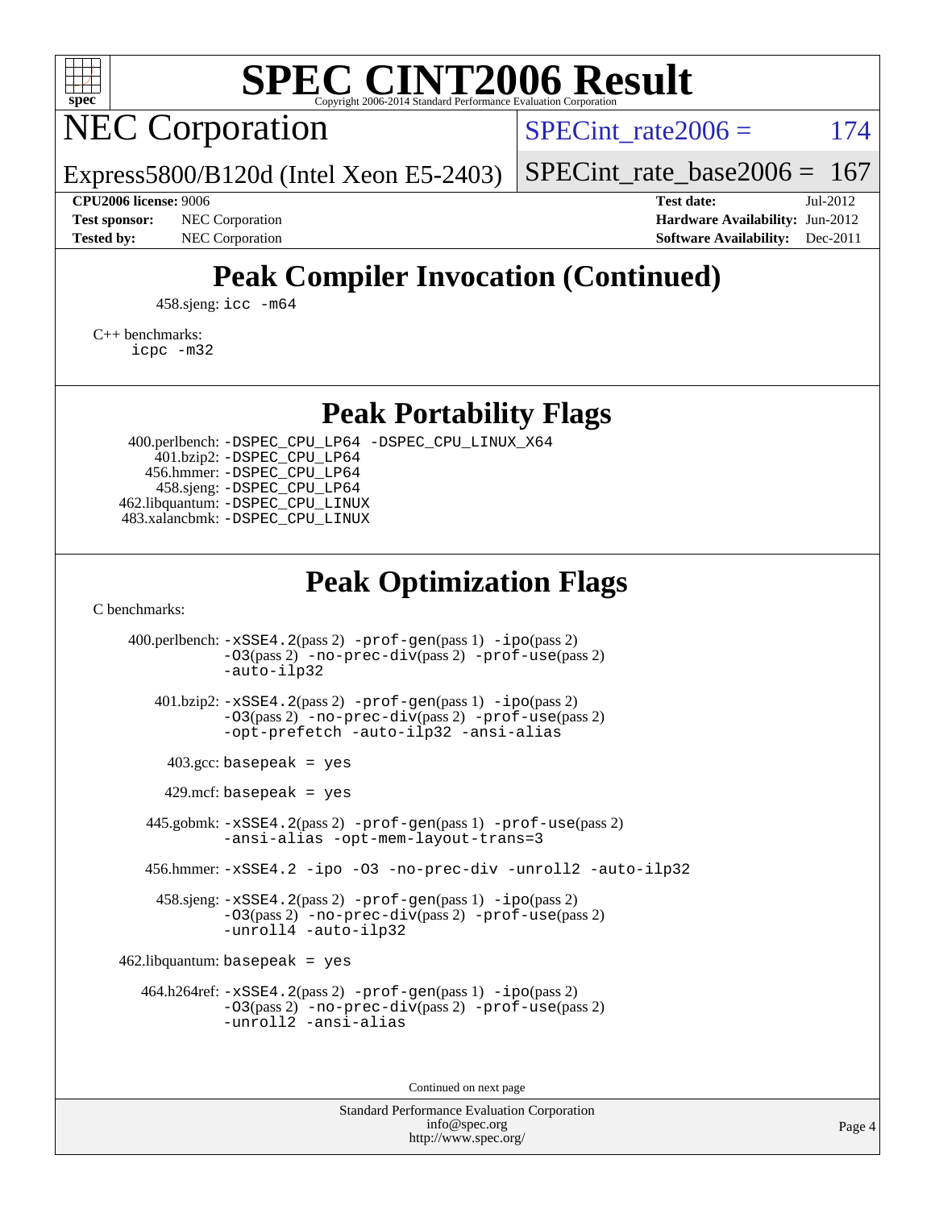# SPEC CINT2006 Result

Copyright 2006-2014 Standard Performance Evaluation Corporation

## NEC Corporation

Express5800/B120d (Intel Xeon E5-2403)

SPECint_rate2006 = 174

SPECint_rate_base2006 = 167

**CPU2006 license:** 9006
**Test sponsor:** NEC Corporation
**Tested by:** NEC Corporation

**Test date:** Jul-2012
**Hardware Availability:** Jun-2012
**Software Availability:** Dec-2011

## Peak Compiler Invocation (Continued)

458.sjeng: `icc -m64`

C++ benchmarks:
`icpc -m32`

## Peak Portability Flags

400.perlbench: `-DSPEC_CPU_LP64 -DSPEC_CPU_LINUX_X64`
401.bzip2: `-DSPEC_CPU_LP64`
456.hmmer: `-DSPEC_CPU_LP64`
458.sjeng: `-DSPEC_CPU_LP64`
462.libquantum: `-DSPEC_CPU_LINUX`
483.xalancbmk: `-DSPEC_CPU_LINUX`

## Peak Optimization Flags

C benchmarks:

400.perlbench: `-xSSE4.2`(pass 2) `-prof-gen`(pass 1) `-ipo`(pass 2) `-O3`(pass 2) `-no-prec-div`(pass 2) `-prof-use`(pass 2) `-auto-ilp32`

401.bzip2: `-xSSE4.2`(pass 2) `-prof-gen`(pass 1) `-ipo`(pass 2) `-O3`(pass 2) `-no-prec-div`(pass 2) `-prof-use`(pass 2) `-opt-prefetch -auto-ilp32 -ansi-alias`

403.gcc: `basepeak = yes`

429.mcf: `basepeak = yes`

445.gobmk: `-xSSE4.2`(pass 2) `-prof-gen`(pass 1) `-prof-use`(pass 2) `-ansi-alias -opt-mem-layout-trans=3`

456.hmmer: `-xSSE4.2 -ipo -O3 -no-prec-div -unroll2 -auto-ilp32`

458.sjeng: `-xSSE4.2`(pass 2) `-prof-gen`(pass 1) `-ipo`(pass 2) `-O3`(pass 2) `-no-prec-div`(pass 2) `-prof-use`(pass 2) `-unroll4 -auto-ilp32`

462.libquantum: `basepeak = yes`

464.h264ref: `-xSSE4.2`(pass 2) `-prof-gen`(pass 1) `-ipo`(pass 2) `-O3`(pass 2) `-no-prec-div`(pass 2) `-prof-use`(pass 2) `-unroll2 -ansi-alias`

Continued on next page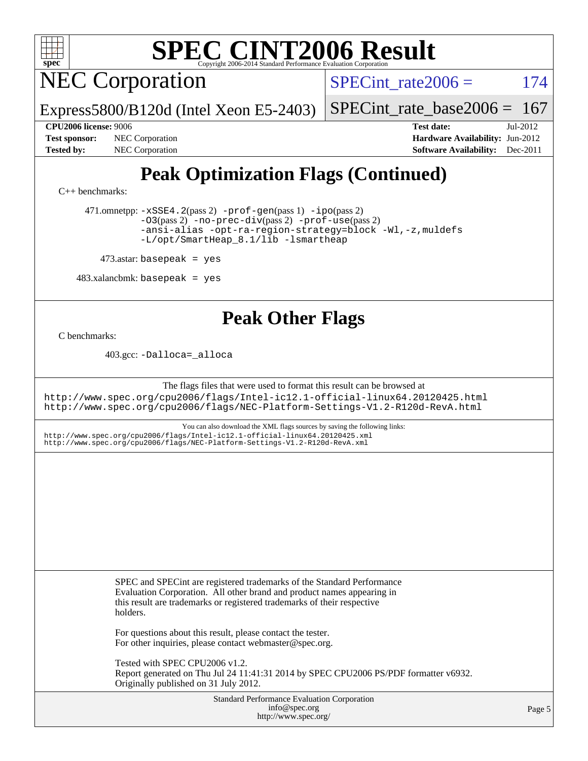# Peak Optimization Flags (Continued)

C++ benchmarks:

471.omnetpp: -xSSE4.2(pass 2) -prof-gen(pass 1) -ipo(pass 2) -O3(pass 2) -no-prec-div(pass 2) -prof-use(pass 2) -ansi-alias -opt-ra-region-strategy=block -Wl,-z,muldefs -L/opt/SmartHeap_8.1/lib -lsmartheap

473.astar: basepeak = yes

483.xalancbmk: basepeak = yes

# Peak Other Flags

C benchmarks:

403.gcc: -Dalloca=_alloca

The flags files that were used to format this result can be browsed at
http://www.spec.org/cpu2006/flags/Intel-ic12.1-official-linux64.20120425.html
http://www.spec.org/cpu2006/flags/NEC-Platform-Settings-V1.2-R120d-RevA.html

You can also download the XML flags sources by saving the following links:
http://www.spec.org/cpu2006/flags/Intel-ic12.1-official-linux64.20120425.xml
http://www.spec.org/cpu2006/flags/NEC-Platform-Settings-V1.2-R120d-RevA.xml

SPEC and SPECint are registered trademarks of the Standard Performance Evaluation Corporation. All other brand and product names appearing in this result are trademarks or registered trademarks of their respective holders.

For questions about this result, please contact the tester.
For other inquiries, please contact webmaster@spec.org.

Tested with SPEC CPU2006 v1.2.
Report generated on Thu Jul 24 11:41:31 2014 by SPEC CPU2006 PS/PDF formatter v6932.
Originally published on 31 July 2012.